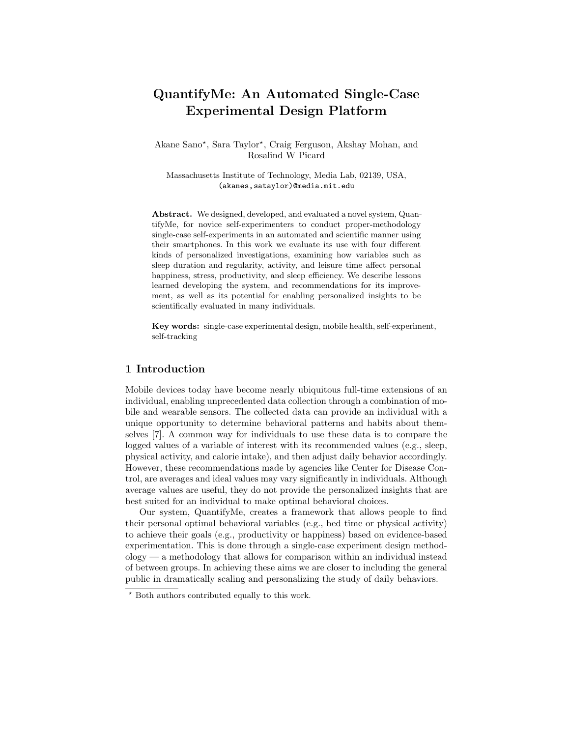# QuantifyMe: An Automated Single-Case Experimental Design Platform

Akane Sano*, Sara Taylor*, Craig Ferguson, Akshay Mohan, and Rosalind W Picard

Massachusetts Institute of Technology, Media Lab, 02139, USA,
(akanes,sataylor)@media.mit.edu

**Abstract.** We designed, developed, and evaluated a novel system, QuantifyMe, for novice self-experimenters to conduct proper-methodology single-case self-experiments in an automated and scientific manner using their smartphones. In this work we evaluate its use with four different kinds of personalized investigations, examining how variables such as sleep duration and regularity, activity, and leisure time affect personal happiness, stress, productivity, and sleep efficiency. We describe lessons learned developing the system, and recommendations for its improvement, as well as its potential for enabling personalized insights to be scientifically evaluated in many individuals.

**Key words:** single-case experimental design, mobile health, self-experiment, self-tracking

## 1 Introduction

Mobile devices today have become nearly ubiquitous full-time extensions of an individual, enabling unprecedented data collection through a combination of mobile and wearable sensors. The collected data can provide an individual with a unique opportunity to determine behavioral patterns and habits about themselves [7]. A common way for individuals to use these data is to compare the logged values of a variable of interest with its recommended values (e.g., sleep, physical activity, and calorie intake), and then adjust daily behavior accordingly. However, these recommendations made by agencies like Center for Disease Control, are averages and ideal values may vary significantly in individuals. Although average values are useful, they do not provide the personalized insights that are best suited for an individual to make optimal behavioral choices.

Our system, QuantifyMe, creates a framework that allows people to find their personal optimal behavioral variables (e.g., bed time or physical activity) to achieve their goals (e.g., productivity or happiness) based on evidence-based experimentation. This is done through a single-case experiment design methodology — a methodology that allows for comparison within an individual instead of between groups. In achieving these aims we are closer to including the general public in dramatically scaling and personalizing the study of daily behaviors.

* Both authors contributed equally to this work.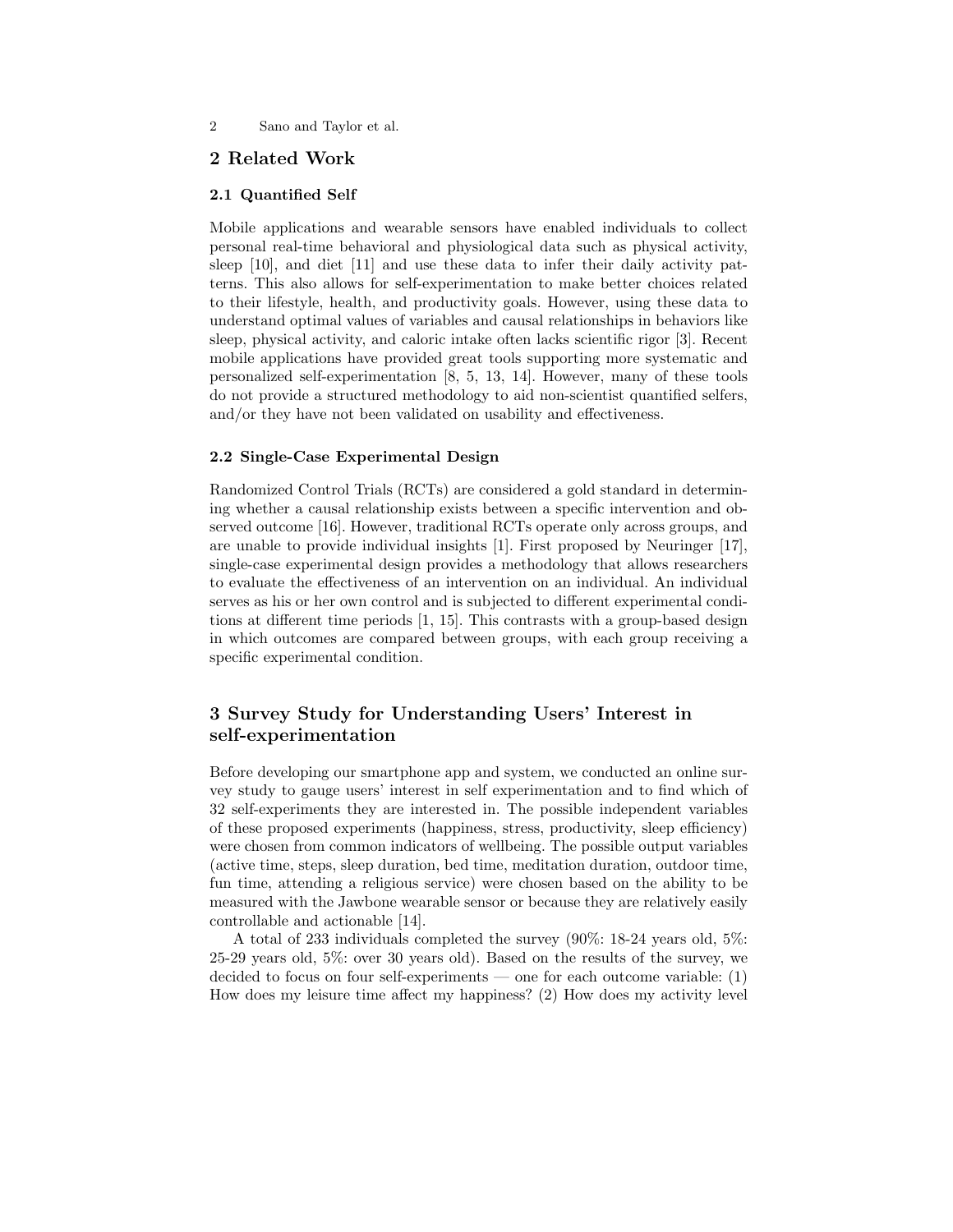## 2 Related Work

### 2.1 Quantified Self

Mobile applications and wearable sensors have enabled individuals to collect personal real-time behavioral and physiological data such as physical activity, sleep [10], and diet [11] and use these data to infer their daily activity patterns. This also allows for self-experimentation to make better choices related to their lifestyle, health, and productivity goals. However, using these data to understand optimal values of variables and causal relationships in behaviors like sleep, physical activity, and caloric intake often lacks scientific rigor [3]. Recent mobile applications have provided great tools supporting more systematic and personalized self-experimentation [8, 5, 13, 14]. However, many of these tools do not provide a structured methodology to aid non-scientist quantified selfers, and/or they have not been validated on usability and effectiveness.

### 2.2 Single-Case Experimental Design

Randomized Control Trials (RCTs) are considered a gold standard in determining whether a causal relationship exists between a specific intervention and observed outcome [16]. However, traditional RCTs operate only across groups, and are unable to provide individual insights [1]. First proposed by Neuringer [17], single-case experimental design provides a methodology that allows researchers to evaluate the effectiveness of an intervention on an individual. An individual serves as his or her own control and is subjected to different experimental conditions at different time periods [1, 15]. This contrasts with a group-based design in which outcomes are compared between groups, with each group receiving a specific experimental condition.

## 3 Survey Study for Understanding Users' Interest in self-experimentation

Before developing our smartphone app and system, we conducted an online survey study to gauge users' interest in self experimentation and to find which of 32 self-experiments they are interested in. The possible independent variables of these proposed experiments (happiness, stress, productivity, sleep efficiency) were chosen from common indicators of wellbeing. The possible output variables (active time, steps, sleep duration, bed time, meditation duration, outdoor time, fun time, attending a religious service) were chosen based on the ability to be measured with the Jawbone wearable sensor or because they are relatively easily controllable and actionable [14].

A total of 233 individuals completed the survey (90%: 18-24 years old, 5%: 25-29 years old, 5%: over 30 years old). Based on the results of the survey, we decided to focus on four self-experiments — one for each outcome variable: (1) How does my leisure time affect my happiness? (2) How does my activity level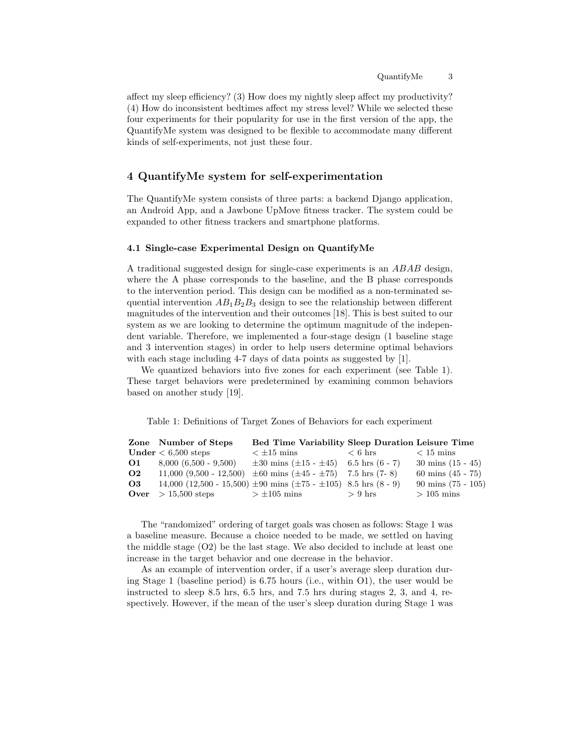affect my sleep efficiency? (3) How does my nightly sleep affect my productivity? (4) How do inconsistent bedtimes affect my stress level? While we selected these four experiments for their popularity for use in the first version of the app, the QuantifyMe system was designed to be flexible to accommodate many different kinds of self-experiments, not just these four.

## 4 QuantifyMe system for self-experimentation

The QuantifyMe system consists of three parts: a backend Django application, an Android App, and a Jawbone UpMove fitness tracker. The system could be expanded to other fitness trackers and smartphone platforms.

### 4.1 Single-case Experimental Design on QuantifyMe

A traditional suggested design for single-case experiments is an *ABAB* design, where the A phase corresponds to the baseline, and the B phase corresponds to the intervention period. This design can be modified as a non-terminated sequential intervention $AB_1B_2B_3$ design to see the relationship between different magnitudes of the intervention and their outcomes [18]. This is best suited to our system as we are looking to determine the optimum magnitude of the independent variable. Therefore, we implemented a four-stage design (1 baseline stage and 3 intervention stages) in order to help users determine optimal behaviors with each stage including 4-7 days of data points as suggested by [1].

We quantized behaviors into five zones for each experiment (see Table 1). These target behaviors were predetermined by examining common behaviors based on another study [19].

Table 1: Definitions of Target Zones of Behaviors for each experiment

| Zone | Number of Steps | Bed Time Variability | Sleep Duration | Leisure Time |
|---|---|---|---|---|
| **Under** | < 6,500 steps | < ±15 mins | < 6 hrs | < 15 mins |
| **O1** | 8,000 (6,500 - 9,500) | ±30 mins (±15 - ±45) | 6.5 hrs (6 - 7) | 30 mins (15 - 45) |
| **O2** | 11,000 (9,500 - 12,500) | ±60 mins (±45 - ±75) | 7.5 hrs (7- 8) | 60 mins (45 - 75) |
| **O3** | 14,000 (12,500 - 15,500) | ±90 mins (±75 - ±105) | 8.5 hrs (8 - 9) | 90 mins (75 - 105) |
| **Over** | > 15,500 steps | > ±105 mins | > 9 hrs | > 105 mins |

The "randomized" ordering of target goals was chosen as follows: Stage 1 was a baseline measure. Because a choice needed to be made, we settled on having the middle stage (O2) be the last stage. We also decided to include at least one increase in the target behavior and one decrease in the behavior.

As an example of intervention order, if a user's average sleep duration during Stage 1 (baseline period) is 6.75 hours (i.e., within O1), the user would be instructed to sleep 8.5 hrs, 6.5 hrs, and 7.5 hrs during stages 2, 3, and 4, respectively. However, if the mean of the user's sleep duration during Stage 1 was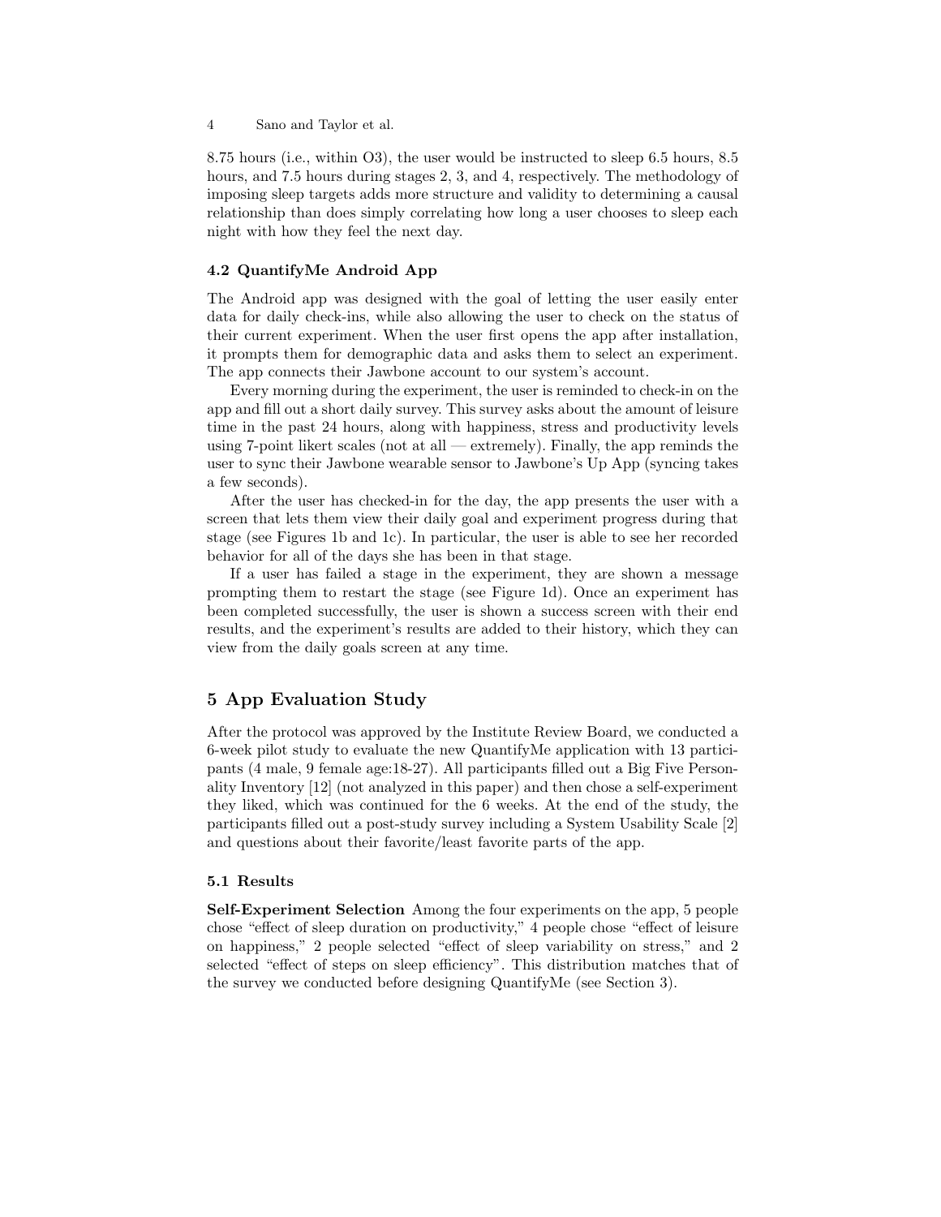8.75 hours (i.e., within O3), the user would be instructed to sleep 6.5 hours, 8.5 hours, and 7.5 hours during stages 2, 3, and 4, respectively. The methodology of imposing sleep targets adds more structure and validity to determining a causal relationship than does simply correlating how long a user chooses to sleep each night with how they feel the next day.

### 4.2 QuantifyMe Android App

The Android app was designed with the goal of letting the user easily enter data for daily check-ins, while also allowing the user to check on the status of their current experiment. When the user first opens the app after installation, it prompts them for demographic data and asks them to select an experiment. The app connects their Jawbone account to our system's account.

Every morning during the experiment, the user is reminded to check-in on the app and fill out a short daily survey. This survey asks about the amount of leisure time in the past 24 hours, along with happiness, stress and productivity levels using 7-point likert scales (not at all — extremely). Finally, the app reminds the user to sync their Jawbone wearable sensor to Jawbone's Up App (syncing takes a few seconds).

After the user has checked-in for the day, the app presents the user with a screen that lets them view their daily goal and experiment progress during that stage (see Figures 1b and 1c). In particular, the user is able to see her recorded behavior for all of the days she has been in that stage.

If a user has failed a stage in the experiment, they are shown a message prompting them to restart the stage (see Figure 1d). Once an experiment has been completed successfully, the user is shown a success screen with their end results, and the experiment's results are added to their history, which they can view from the daily goals screen at any time.

## 5 App Evaluation Study

After the protocol was approved by the Institute Review Board, we conducted a 6-week pilot study to evaluate the new QuantifyMe application with 13 participants (4 male, 9 female age:18-27). All participants filled out a Big Five Personality Inventory [12] (not analyzed in this paper) and then chose a self-experiment they liked, which was continued for the 6 weeks. At the end of the study, the participants filled out a post-study survey including a System Usability Scale [2] and questions about their favorite/least favorite parts of the app.

### 5.1 Results

**Self-Experiment Selection** Among the four experiments on the app, 5 people chose "effect of sleep duration on productivity," 4 people chose "effect of leisure on happiness," 2 people selected "effect of sleep variability on stress," and 2 selected "effect of steps on sleep efficiency". This distribution matches that of the survey we conducted before designing QuantifyMe (see Section 3).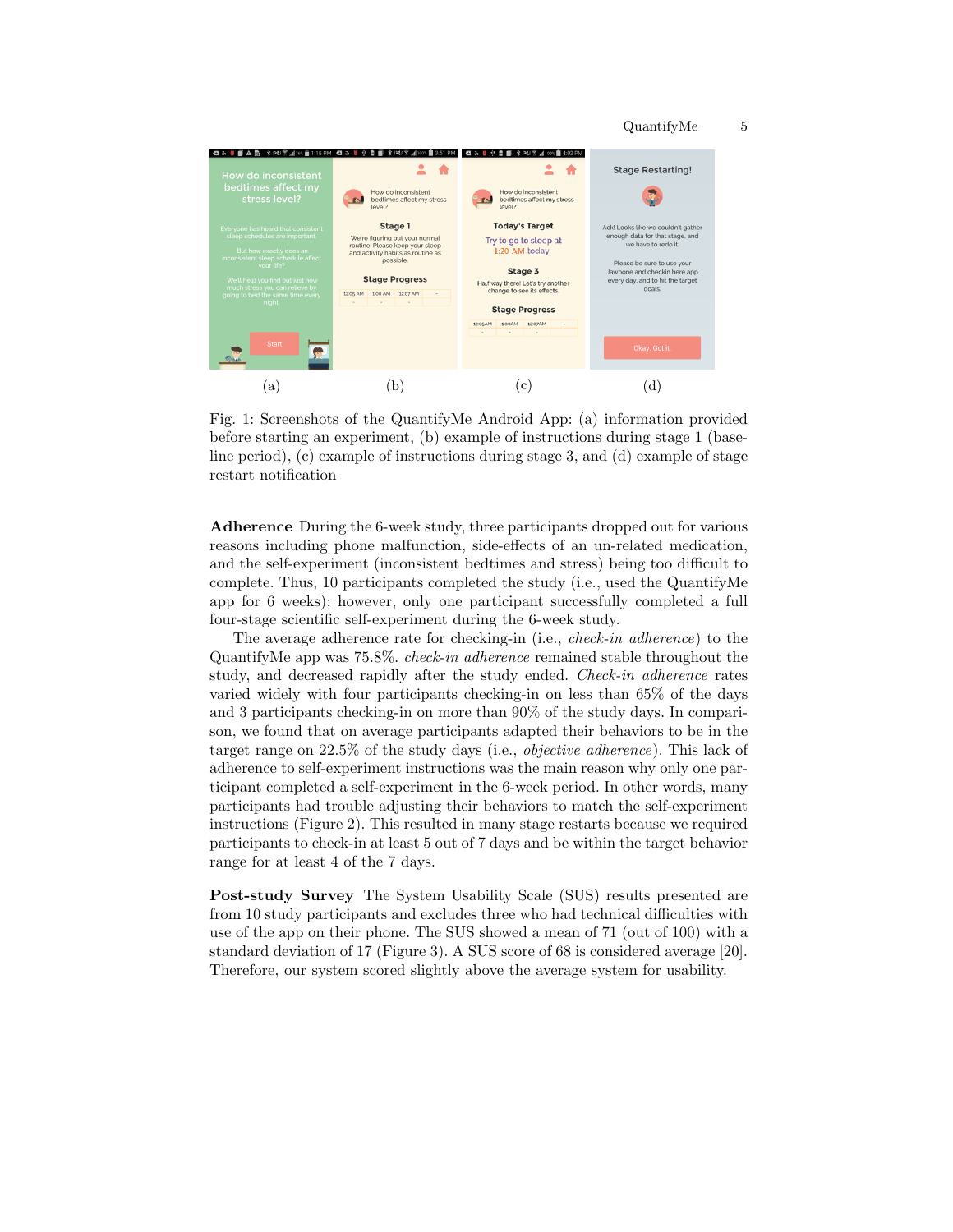Fig. 1: Screenshots of the QuantifyMe Android App: (a) information provided before starting an experiment, (b) example of instructions during stage 1 (baseline period), (c) example of instructions during stage 3, and (d) example of stage restart notification

**Adherence** During the 6-week study, three participants dropped out for various reasons including phone malfunction, side-effects of an un-related medication, and the self-experiment (inconsistent bedtimes and stress) being too difficult to complete. Thus, 10 participants completed the study (i.e., used the QuantifyMe app for 6 weeks); however, only one participant successfully completed a full four-stage scientific self-experiment during the 6-week study.

The average adherence rate for checking-in (i.e., *check-in adherence*) to the QuantifyMe app was 75.8%. *check-in adherence* remained stable throughout the study, and decreased rapidly after the study ended. *Check-in adherence* rates varied widely with four participants checking-in on less than 65% of the days and 3 participants checking-in on more than 90% of the study days. In comparison, we found that on average participants adapted their behaviors to be in the target range on 22.5% of the study days (i.e., *objective adherence*). This lack of adherence to self-experiment instructions was the main reason why only one participant completed a self-experiment in the 6-week period. In other words, many participants had trouble adjusting their behaviors to match the self-experiment instructions (Figure 2). This resulted in many stage restarts because we required participants to check-in at least 5 out of 7 days and be within the target behavior range for at least 4 of the 7 days.

**Post-study Survey** The System Usability Scale (SUS) results presented are from 10 study participants and excludes three who had technical difficulties with use of the app on their phone. The SUS showed a mean of 71 (out of 100) with a standard deviation of 17 (Figure 3). A SUS score of 68 is considered average [20]. Therefore, our system scored slightly above the average system for usability.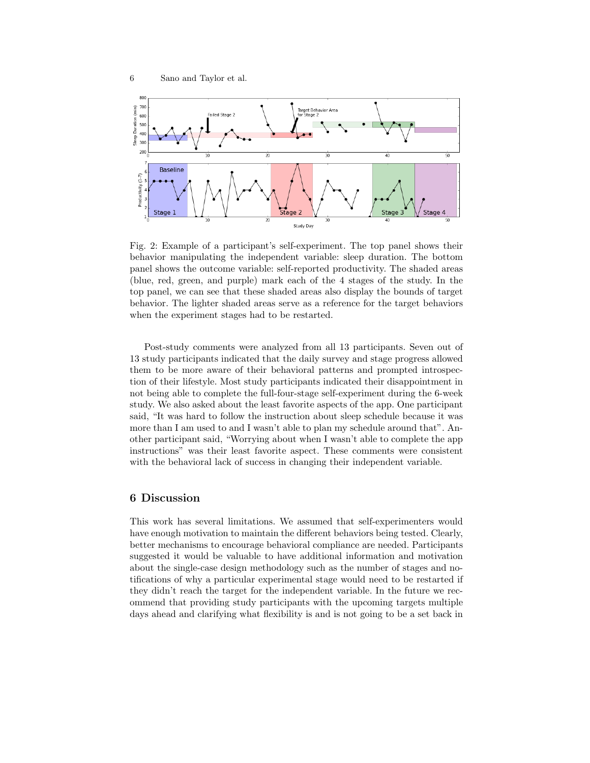Fig. 2: Example of a participant's self-experiment. The top panel shows their behavior manipulating the independent variable: sleep duration. The bottom panel shows the outcome variable: self-reported productivity. The shaded areas (blue, red, green, and purple) mark each of the 4 stages of the study. In the top panel, we can see that these shaded areas also display the bounds of target behavior. The lighter shaded areas serve as a reference for the target behaviors when the experiment stages had to be restarted.

Post-study comments were analyzed from all 13 participants. Seven out of 13 study participants indicated that the daily survey and stage progress allowed them to be more aware of their behavioral patterns and prompted introspection of their lifestyle. Most study participants indicated their disappointment in not being able to complete the full-four-stage self-experiment during the 6-week study. We also asked about the least favorite aspects of the app. One participant said, "It was hard to follow the instruction about sleep schedule because it was more than I am used to and I wasn't able to plan my schedule around that". Another participant said, "Worrying about when I wasn't able to complete the app instructions" was their least favorite aspect. These comments were consistent with the behavioral lack of success in changing their independent variable.

## 6 Discussion

This work has several limitations. We assumed that self-experimenters would have enough motivation to maintain the different behaviors being tested. Clearly, better mechanisms to encourage behavioral compliance are needed. Participants suggested it would be valuable to have additional information and motivation about the single-case design methodology such as the number of stages and notifications of why a particular experimental stage would need to be restarted if they didn't reach the target for the independent variable. In the future we recommend that providing study participants with the upcoming targets multiple days ahead and clarifying what flexibility is and is not going to be a set back in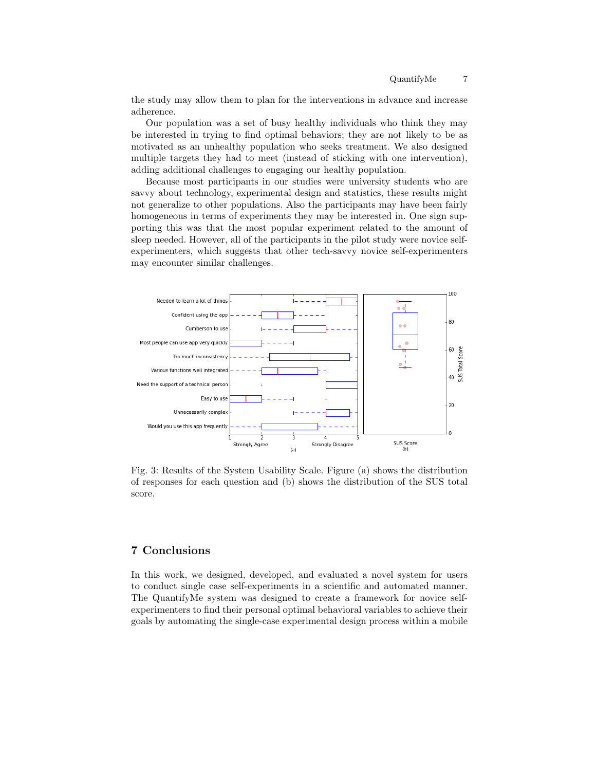the study may allow them to plan for the interventions in advance and increase adherence.

Our population was a set of busy healthy individuals who think they may be interested in trying to find optimal behaviors; they are not likely to be as motivated as an unhealthy population who seeks treatment. We also designed multiple targets they had to meet (instead of sticking with one intervention), adding additional challenges to engaging our healthy population.

Because most participants in our studies were university students who are savvy about technology, experimental design and statistics, these results might not generalize to other populations. Also the participants may have been fairly homogeneous in terms of experiments they may be interested in. One sign supporting this was that the most popular experiment related to the amount of sleep needed. However, all of the participants in the pilot study were novice self-experimenters, which suggests that other tech-savvy novice self-experimenters may encounter similar challenges.

Fig. 3: Results of the System Usability Scale. Figure (a) shows the distribution of responses for each question and (b) shows the distribution of the SUS total score.

## 7 Conclusions

In this work, we designed, developed, and evaluated a novel system for users to conduct single case self-experiments in a scientific and automated manner. The QuantifyMe system was designed to create a framework for novice self-experimenters to find their personal optimal behavioral variables to achieve their goals by automating the single-case experimental design process within a mobile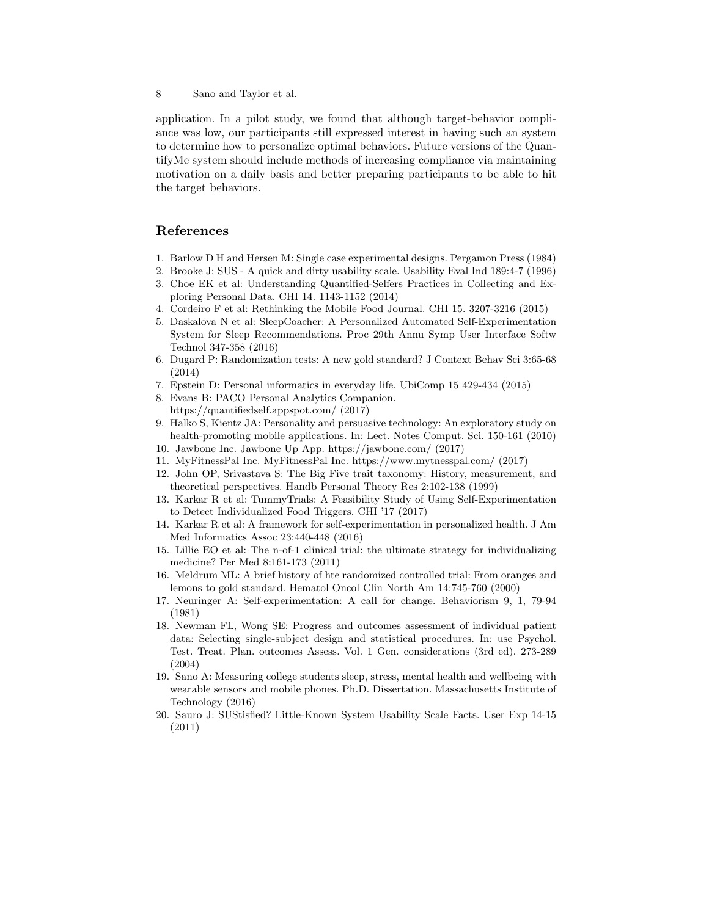application. In a pilot study, we found that although target-behavior compliance was low, our participants still expressed interest in having such an system to determine how to personalize optimal behaviors. Future versions of the QuantifyMe system should include methods of increasing compliance via maintaining motivation on a daily basis and better preparing participants to be able to hit the target behaviors.

## References

1. Barlow D H and Hersen M: Single case experimental designs. Pergamon Press (1984)
2. Brooke J: SUS - A quick and dirty usability scale. Usability Eval Ind 189:4-7 (1996)
3. Choe EK et al: Understanding Quantified-Selfers Practices in Collecting and Exploring Personal Data. CHI 14. 1143-1152 (2014)
4. Cordeiro F et al: Rethinking the Mobile Food Journal. CHI 15. 3207-3216 (2015)
5. Daskalova N et al: SleepCoacher: A Personalized Automated Self-Experimentation System for Sleep Recommendations. Proc 29th Annu Symp User Interface Softw Technol 347-358 (2016)
6. Dugard P: Randomization tests: A new gold standard? J Context Behav Sci 3:65-68 (2014)
7. Epstein D: Personal informatics in everyday life. UbiComp 15 429-434 (2015)
8. Evans B: PACO Personal Analytics Companion. https://quantifiedself.appspot.com/ (2017)
9. Halko S, Kientz JA: Personality and persuasive technology: An exploratory study on health-promoting mobile applications. In: Lect. Notes Comput. Sci. 150-161 (2010)
10. Jawbone Inc. Jawbone Up App. https://jawbone.com/ (2017)
11. MyFitnessPal Inc. MyFitnessPal Inc. https://www.mytnesspal.com/ (2017)
12. John OP, Srivastava S: The Big Five trait taxonomy: History, measurement, and theoretical perspectives. Handb Personal Theory Res 2:102-138 (1999)
13. Karkar R et al: TummyTrials: A Feasibility Study of Using Self-Experimentation to Detect Individualized Food Triggers. CHI '17 (2017)
14. Karkar R et al: A framework for self-experimentation in personalized health. J Am Med Informatics Assoc 23:440-448 (2016)
15. Lillie EO et al: The n-of-1 clinical trial: the ultimate strategy for individualizing medicine? Per Med 8:161-173 (2011)
16. Meldrum ML: A brief history of hte randomized controlled trial: From oranges and lemons to gold standard. Hematol Oncol Clin North Am 14:745-760 (2000)
17. Neuringer A: Self-experimentation: A call for change. Behaviorism 9, 1, 79-94 (1981)
18. Newman FL, Wong SE: Progress and outcomes assessment of individual patient data: Selecting single-subject design and statistical procedures. In: use Psychol. Test. Treat. Plan. outcomes Assess. Vol. 1 Gen. considerations (3rd ed). 273-289 (2004)
19. Sano A: Measuring college students sleep, stress, mental health and wellbeing with wearable sensors and mobile phones. Ph.D. Dissertation. Massachusetts Institute of Technology (2016)
20. Sauro J: SUStisfied? Little-Known System Usability Scale Facts. User Exp 14-15 (2011)